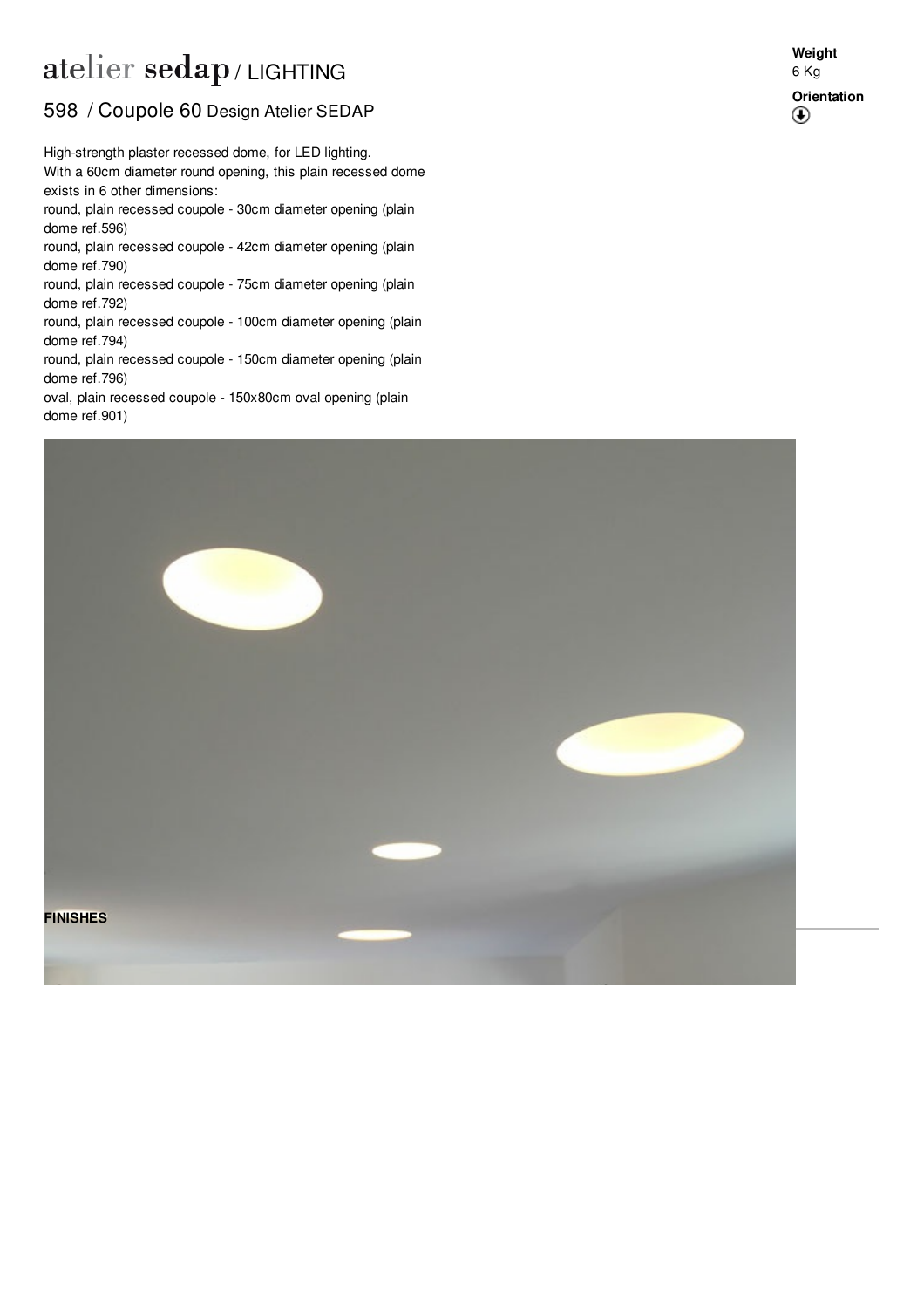# atelier sedap / LIGHTING

## 598 / Coupole 60 Design Atelier SEDAP

High-strength plaster recessed dome, for LED lighting.
With a 60cm diameter round opening, this plain recessed dome exists in 6 other dimensions:
round, plain recessed coupole - 30cm diameter opening (plain dome ref.596)
round, plain recessed coupole - 42cm diameter opening (plain dome ref.790)
round, plain recessed coupole - 75cm diameter opening (plain dome ref.792)
round, plain recessed coupole - 100cm diameter opening (plain dome ref.794)
round, plain recessed coupole - 150cm diameter opening (plain dome ref.796)
oval, plain recessed coupole - 150x80cm oval opening (plain dome ref.901)

**Weight**
6 Kg

**Orientation**

**FINISHES**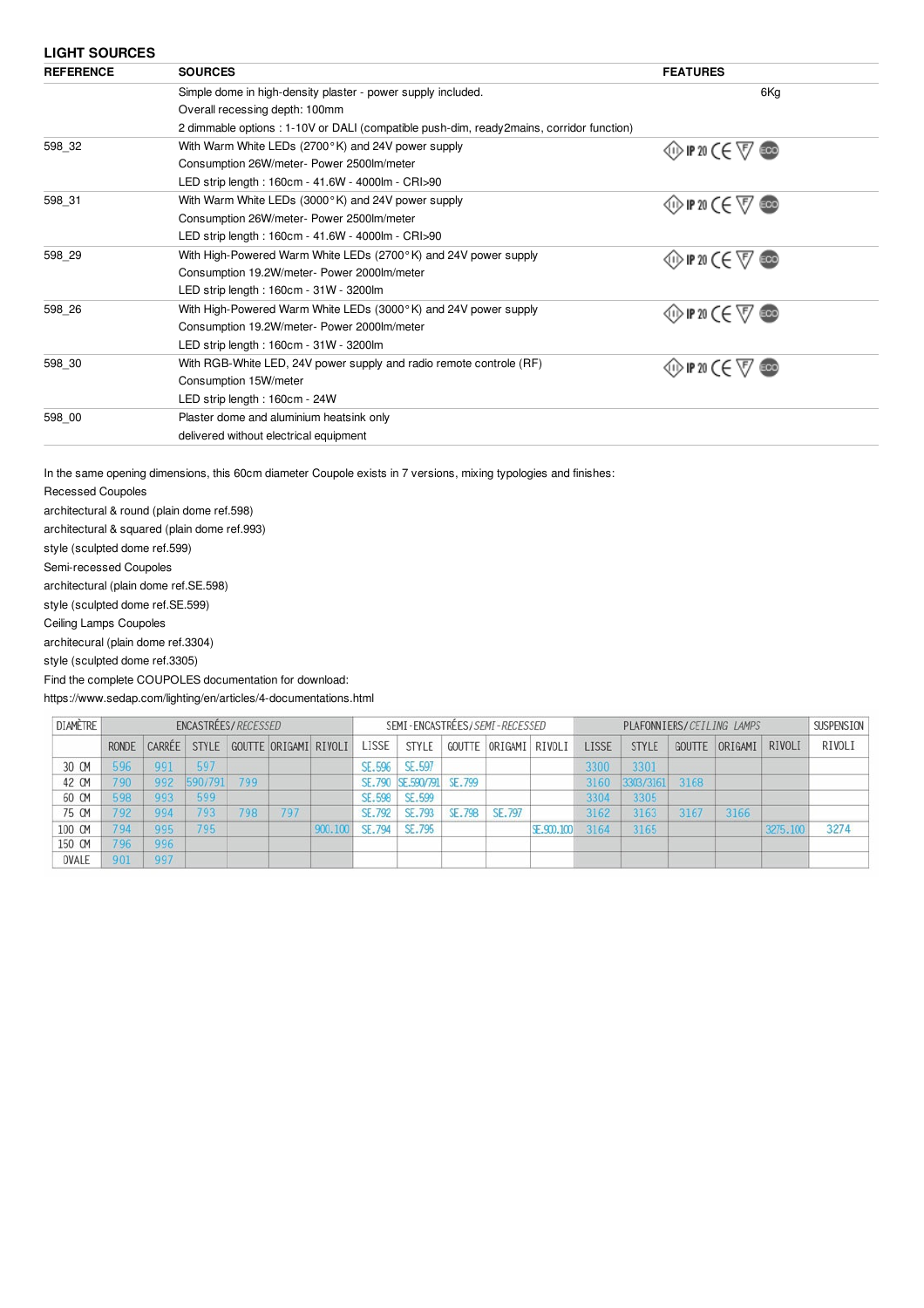## LIGHT SOURCES

| REFERENCE | SOURCES | FEATURES |
|---|---|---|
| | Simple dome in high-density plaster - power supply included.<br>Overall recessing depth: 100mm<br>2 dimmable options : 1-10V or DALI (compatible push-dim, ready2mains, corridor function) | 6Kg |
| 598_32 | With Warm White LEDs (2700° K) and 24V power supply<br>Consumption 26W/meter- Power 2500lm/meter<br>LED strip length : 160cm - 41.6W - 4000lm - CRI>90 | IP 20 |
| 598_31 | With Warm White LEDs (3000° K) and 24V power supply<br>Consumption 26W/meter- Power 2500lm/meter<br>LED strip length : 160cm - 41.6W - 4000lm - CRI>90 | IP 20 |
| 598_29 | With High-Powered Warm White LEDs (2700° K) and 24V power supply<br>Consumption 19.2W/meter- Power 2000lm/meter<br>LED strip length : 160cm - 31W - 3200lm | IP 20 |
| 598_26 | With High-Powered Warm White LEDs (3000° K) and 24V power supply<br>Consumption 19.2W/meter- Power 2000lm/meter<br>LED strip length : 160cm - 31W - 3200lm | IP 20 |
| 598_30 | With RGB-White LED, 24V power supply and radio remote controle (RF)<br>Consumption 15W/meter<br>LED strip length : 160cm - 24W | IP 20 |
| 598_00 | Plaster dome and aluminium heatsink only<br>delivered without electrical equipment | |

In the same opening dimensions, this 60cm diameter Coupole exists in 7 versions, mixing typologies and finishes:

Recessed Coupoles

architectural & round (plain dome ref.598)

architectural & squared (plain dome ref.993)

style (sculpted dome ref.599)

Semi-recessed Coupoles

architectural (plain dome ref.SE.598)

style (sculpted dome ref.SE.599)

Ceiling Lamps Coupoles

architecural (plain dome ref.3304)

style (sculpted dome ref.3305)

Find the complete COUPOLES documentation for download:

https://www.sedap.com/lighting/en/articles/4-documentations.html

| DIAMÈTRE | ENCASTRÉES/*RECESSED* | | | | | | SEMI-ENCASTRÉES/*SEMI-RECESSED* | | | | | PLAFONNIERS/*CEILING LAMPS* | | | | | SUSPENSION |
|---|---|---|---|---|---|---|---|---|---|---|---|---|---|---|---|---|---|
| | RONDE | CARRÉE | STYLE | GOUTTE | ORIGAMI | RIVOLI | LISSE | STYLE | GOUTTE | ORIGAMI | RIVOLI | LISSE | STYLE | GOUTTE | ORIGAMI | RIVOLI | RIVOLI |
| 30 CM | 596 | 991 | 597 | | | | SE.596 | SE.597 | | | | 3300 | 3301 | | | | |
| 42 CM | 790 | 992 | 590/791 | 799 | | | SE.790 | SE.590/791 | SE.799 | | | 3160 | 3303/3161 | 3168 | | | |
| 60 CM | 598 | 993 | 599 | | | | SE.598 | SE.599 | | | | 3304 | 3305 | | | | |
| 75 CM | 792 | 994 | 793 | 798 | 797 | | SE.792 | SE.793 | SE.798 | SE.797 | | 3162 | 3163 | 3167 | 3166 | | |
| 100 CM | 794 | 995 | 795 | | | 900.100 | SE.794 | SE.795 | | | SE.900.100 | 3164 | 3165 | | | 3275.100 | 3274 |
| 150 CM | 796 | 996 | | | | | | | | | | | | | | | |
| OVALE | 901 | 997 | | | | | | | | | | | | | | | |